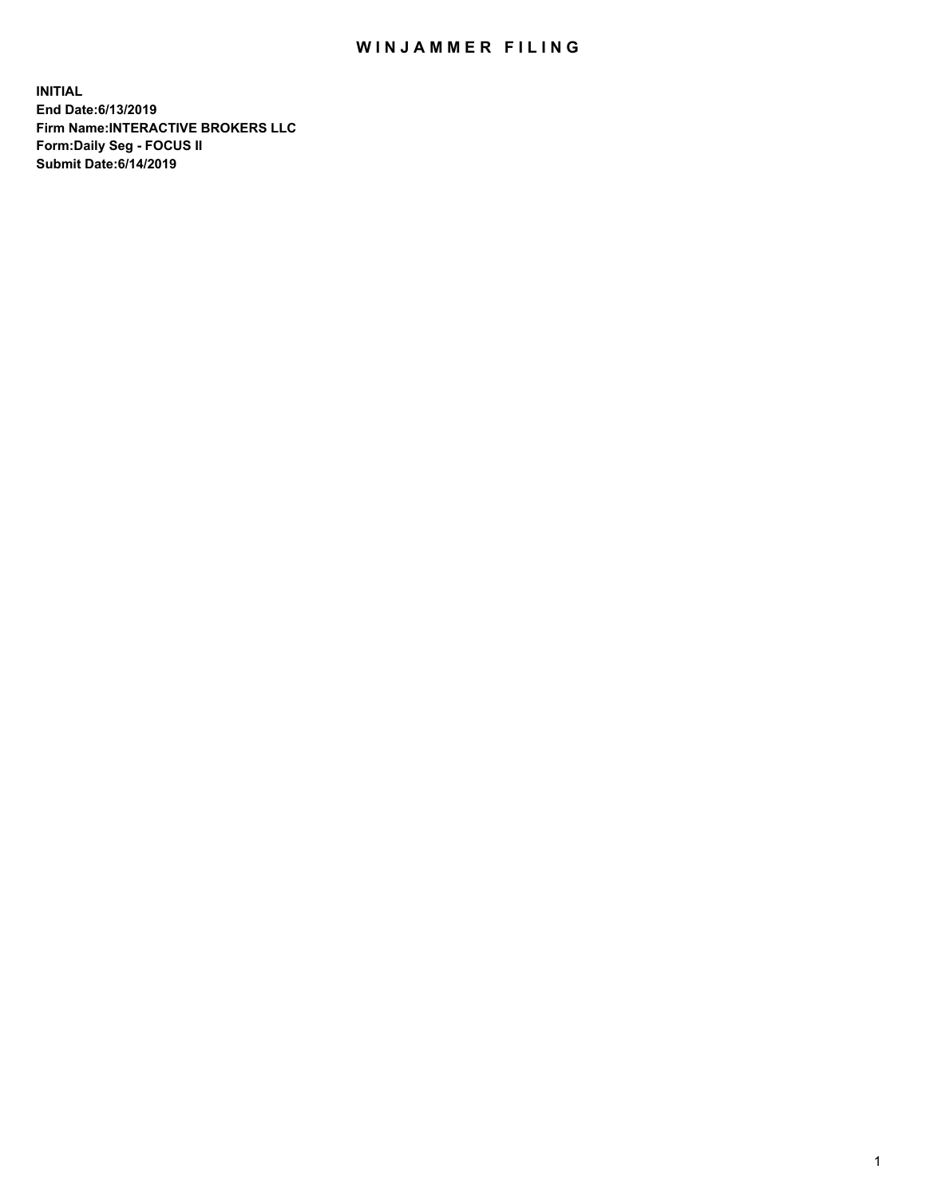# WINJAMMER FILING

**INITIAL**
**End Date:6/13/2019**
**Firm Name:INTERACTIVE BROKERS LLC**
**Form:Daily Seg - FOCUS II**
**Submit Date:6/14/2019**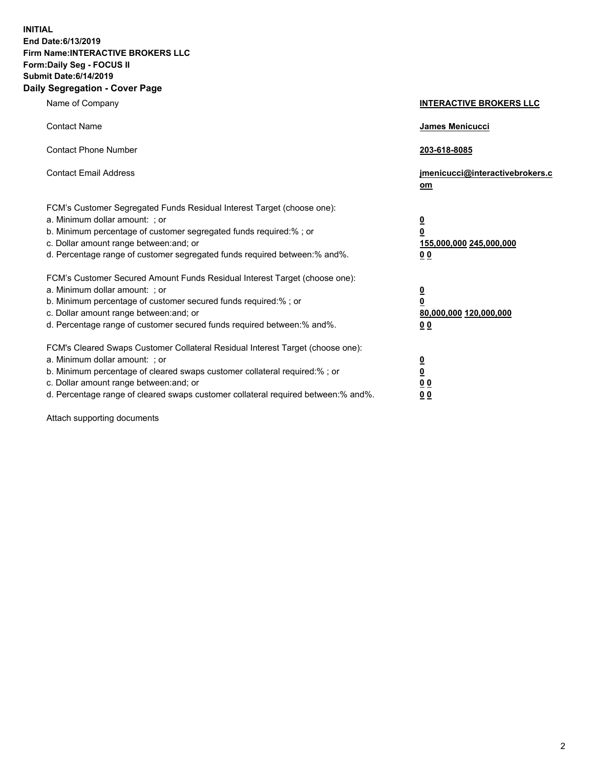**INITIAL**
**End Date:6/13/2019**
**Firm Name:INTERACTIVE BROKERS LLC**
**Form:Daily Seg - FOCUS II**
**Submit Date:6/14/2019**

## Daily Segregation - Cover Page

| | |
|---|---|
| Name of Company | **INTERACTIVE BROKERS LLC** |
| Contact Name | **James Menicucci** |
| Contact Phone Number | **203-618-8085** |
| Contact Email Address | **jmenicucci@interactivebrokers.com** |

FCM's Customer Segregated Funds Residual Interest Target (choose one):

| | |
|---|---|
| a. Minimum dollar amount: ; or | **0** |
| b. Minimum percentage of customer segregated funds required:% ; or | **0** |
| c. Dollar amount range between:and; or | **155,000,000 245,000,000** |
| d. Percentage range of customer segregated funds required between:% and%. | **0 0** |

FCM's Customer Secured Amount Funds Residual Interest Target (choose one):

| | |
|---|---|
| a. Minimum dollar amount: ; or | **0** |
| b. Minimum percentage of customer secured funds required:% ; or | **0** |
| c. Dollar amount range between:and; or | **80,000,000 120,000,000** |
| d. Percentage range of customer secured funds required between:% and%. | **0 0** |

FCM's Cleared Swaps Customer Collateral Residual Interest Target (choose one):

| | |
|---|---|
| a. Minimum dollar amount: ; or | **0** |
| b. Minimum percentage of cleared swaps customer collateral required:% ; or | **0** |
| c. Dollar amount range between:and; or | **0 0** |
| d. Percentage range of cleared swaps customer collateral required between:% and%. | **0 0** |

Attach supporting documents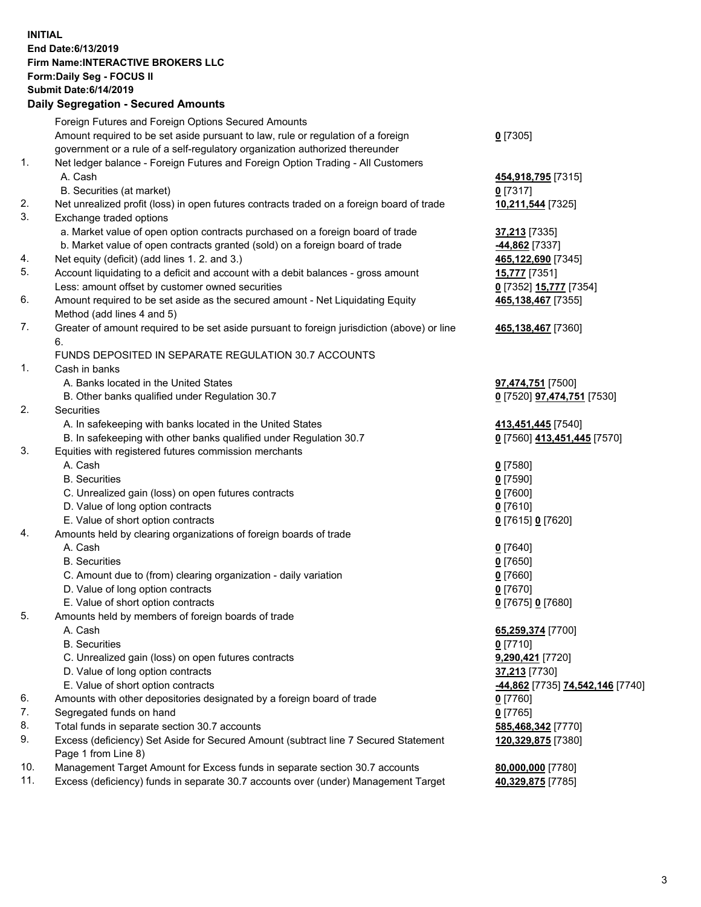**INITIAL**
**End Date:6/13/2019**
**Firm Name:INTERACTIVE BROKERS LLC**
**Form:Daily Seg - FOCUS II**
**Submit Date:6/14/2019**

### Daily Segregation - Secured Amounts

| | | |
|---|---|---|
| | Foreign Futures and Foreign Options Secured Amounts | |
| | Amount required to be set aside pursuant to law, rule or regulation of a foreign government or a rule of a self-regulatory organization authorized thereunder | **0** [7305] |
| 1. | Net ledger balance - Foreign Futures and Foreign Option Trading - All Customers | |
| | A. Cash | **454,918,795** [7315] |
| | B. Securities (at market) | **0** [7317] |
| 2. | Net unrealized profit (loss) in open futures contracts traded on a foreign board of trade | **10,211,544** [7325] |
| 3. | Exchange traded options | |
| | a. Market value of open option contracts purchased on a foreign board of trade | **37,213** [7335] |
| | b. Market value of open contracts granted (sold) on a foreign board of trade | **-44,862** [7337] |
| 4. | Net equity (deficit) (add lines 1. 2. and 3.) | **465,122,690** [7345] |
| 5. | Account liquidating to a deficit and account with a debit balances - gross amount | **15,777** [7351] |
| | Less: amount offset by customer owned securities | **0** [7352] **15,777** [7354] |
| 6. | Amount required to be set aside as the secured amount - Net Liquidating Equity Method (add lines 4 and 5) | **465,138,467** [7355] |
| 7. | Greater of amount required to be set aside pursuant to foreign jurisdiction (above) or line 6. | **465,138,467** [7360] |
| | FUNDS DEPOSITED IN SEPARATE REGULATION 30.7 ACCOUNTS | |
| 1. | Cash in banks | |
| | A. Banks located in the United States | **97,474,751** [7500] |
| | B. Other banks qualified under Regulation 30.7 | **0** [7520] **97,474,751** [7530] |
| 2. | Securities | |
| | A. In safekeeping with banks located in the United States | **413,451,445** [7540] |
| | B. In safekeeping with other banks qualified under Regulation 30.7 | **0** [7560] **413,451,445** [7570] |
| 3. | Equities with registered futures commission merchants | |
| | A. Cash | **0** [7580] |
| | B. Securities | **0** [7590] |
| | C. Unrealized gain (loss) on open futures contracts | **0** [7600] |
| | D. Value of long option contracts | **0** [7610] |
| | E. Value of short option contracts | **0** [7615] **0** [7620] |
| 4. | Amounts held by clearing organizations of foreign boards of trade | |
| | A. Cash | **0** [7640] |
| | B. Securities | **0** [7650] |
| | C. Amount due to (from) clearing organization - daily variation | **0** [7660] |
| | D. Value of long option contracts | **0** [7670] |
| | E. Value of short option contracts | **0** [7675] **0** [7680] |
| 5. | Amounts held by members of foreign boards of trade | |
| | A. Cash | **65,259,374** [7700] |
| | B. Securities | **0** [7710] |
| | C. Unrealized gain (loss) on open futures contracts | **9,290,421** [7720] |
| | D. Value of long option contracts | **37,213** [7730] |
| | E. Value of short option contracts | **-44,862** [7735] **74,542,146** [7740] |
| 6. | Amounts with other depositories designated by a foreign board of trade | **0** [7760] |
| 7. | Segregated funds on hand | **0** [7765] |
| 8. | Total funds in separate section 30.7 accounts | **585,468,342** [7770] |
| 9. | Excess (deficiency) Set Aside for Secured Amount (subtract line 7 Secured Statement Page 1 from Line 8) | **120,329,875** [7380] |
| 10. | Management Target Amount for Excess funds in separate section 30.7 accounts | **80,000,000** [7780] |
| 11. | Excess (deficiency) funds in separate 30.7 accounts over (under) Management Target | **40,329,875** [7785] |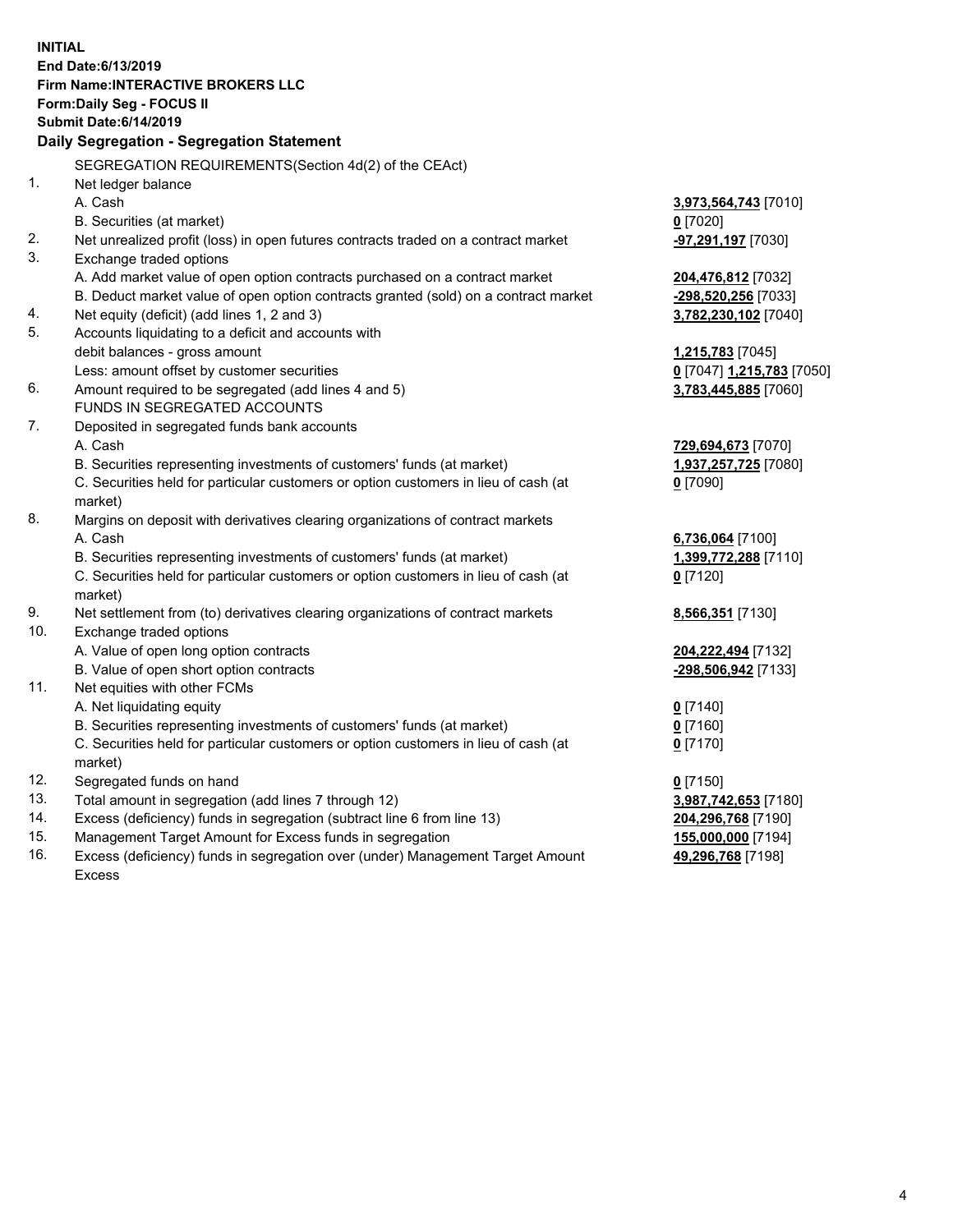**INITIAL**
**End Date:6/13/2019**
**Firm Name:INTERACTIVE BROKERS LLC**
**Form:Daily Seg - FOCUS II**
**Submit Date:6/14/2019**

**Daily Segregation - Segregation Statement**

| | | |
|---|---|---|
| | SEGREGATION REQUIREMENTS(Section 4d(2) of the CEAct) | |
| 1. | Net ledger balance | |
| | A. Cash | **3,973,564,743** [7010] |
| | B. Securities (at market) | **0** [7020] |
| 2. | Net unrealized profit (loss) in open futures contracts traded on a contract market | **-97,291,197** [7030] |
| 3. | Exchange traded options | |
| | A. Add market value of open option contracts purchased on a contract market | **204,476,812** [7032] |
| | B. Deduct market value of open option contracts granted (sold) on a contract market | **-298,520,256** [7033] |
| 4. | Net equity (deficit) (add lines 1, 2 and 3) | **3,782,230,102** [7040] |
| 5. | Accounts liquidating to a deficit and accounts with debit balances - gross amount | **1,215,783** [7045] |
| | Less: amount offset by customer securities | **0** [7047] **1,215,783** [7050] |
| 6. | Amount required to be segregated (add lines 4 and 5) | **3,783,445,885** [7060] |
| | FUNDS IN SEGREGATED ACCOUNTS | |
| 7. | Deposited in segregated funds bank accounts | |
| | A. Cash | **729,694,673** [7070] |
| | B. Securities representing investments of customers' funds (at market) | **1,937,257,725** [7080] |
| | C. Securities held for particular customers or option customers in lieu of cash (at market) | **0** [7090] |
| 8. | Margins on deposit with derivatives clearing organizations of contract markets | |
| | A. Cash | **6,736,064** [7100] |
| | B. Securities representing investments of customers' funds (at market) | **1,399,772,288** [7110] |
| | C. Securities held for particular customers or option customers in lieu of cash (at market) | **0** [7120] |
| 9. | Net settlement from (to) derivatives clearing organizations of contract markets | **8,566,351** [7130] |
| 10. | Exchange traded options | |
| | A. Value of open long option contracts | **204,222,494** [7132] |
| | B. Value of open short option contracts | **-298,506,942** [7133] |
| 11. | Net equities with other FCMs | |
| | A. Net liquidating equity | **0** [7140] |
| | B. Securities representing investments of customers' funds (at market) | **0** [7160] |
| | C. Securities held for particular customers or option customers in lieu of cash (at market) | **0** [7170] |
| 12. | Segregated funds on hand | **0** [7150] |
| 13. | Total amount in segregation (add lines 7 through 12) | **3,987,742,653** [7180] |
| 14. | Excess (deficiency) funds in segregation (subtract line 6 from line 13) | **204,296,768** [7190] |
| 15. | Management Target Amount for Excess funds in segregation | **155,000,000** [7194] |
| 16. | Excess (deficiency) funds in segregation over (under) Management Target Amount Excess | **49,296,768** [7198] |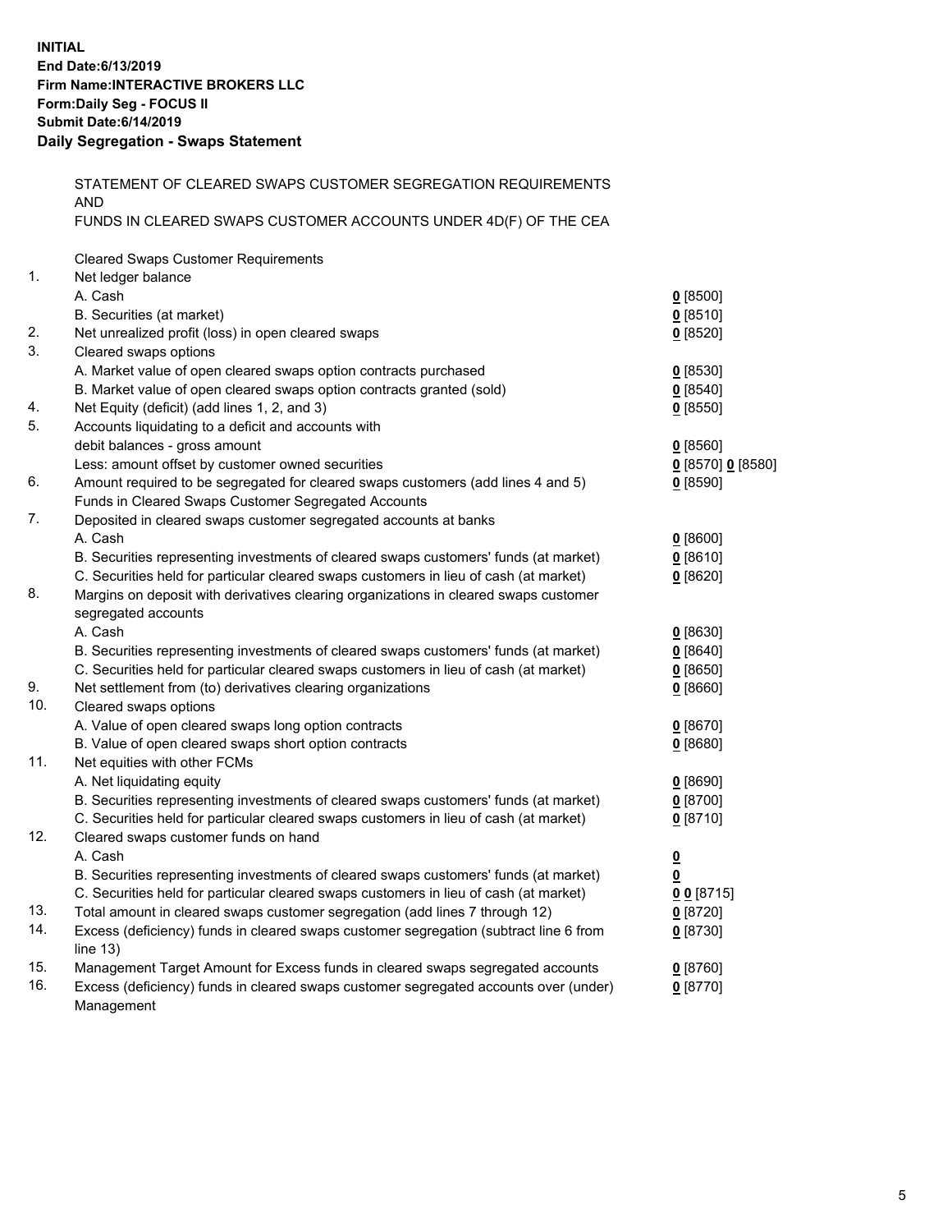**INITIAL**
**End Date:6/13/2019**
**Firm Name:INTERACTIVE BROKERS LLC**
**Form:Daily Seg - FOCUS II**
**Submit Date:6/14/2019**
**Daily Segregation - Swaps Statement**

STATEMENT OF CLEARED SWAPS CUSTOMER SEGREGATION REQUIREMENTS AND FUNDS IN CLEARED SWAPS CUSTOMER ACCOUNTS UNDER 4D(F) OF THE CEA

| | | |
|---|---|---|
| | Cleared Swaps Customer Requirements | |
| 1. | Net ledger balance | |
| | A. Cash | **0** [8500] |
| | B. Securities (at market) | **0** [8510] |
| 2. | Net unrealized profit (loss) in open cleared swaps | **0** [8520] |
| 3. | Cleared swaps options | |
| | A. Market value of open cleared swaps option contracts purchased | **0** [8530] |
| | B. Market value of open cleared swaps option contracts granted (sold) | **0** [8540] |
| 4. | Net Equity (deficit) (add lines 1, 2, and 3) | **0** [8550] |
| 5. | Accounts liquidating to a deficit and accounts with debit balances - gross amount | **0** [8560] |
| | Less: amount offset by customer owned securities | **0** [8570] **0** [8580] |
| 6. | Amount required to be segregated for cleared swaps customers (add lines 4 and 5) | **0** [8590] |
| | Funds in Cleared Swaps Customer Segregated Accounts | |
| 7. | Deposited in cleared swaps customer segregated accounts at banks | |
| | A. Cash | **0** [8600] |
| | B. Securities representing investments of cleared swaps customers' funds (at market) | **0** [8610] |
| | C. Securities held for particular cleared swaps customers in lieu of cash (at market) | **0** [8620] |
| 8. | Margins on deposit with derivatives clearing organizations in cleared swaps customer segregated accounts | |
| | A. Cash | **0** [8630] |
| | B. Securities representing investments of cleared swaps customers' funds (at market) | **0** [8640] |
| | C. Securities held for particular cleared swaps customers in lieu of cash (at market) | **0** [8650] |
| 9. | Net settlement from (to) derivatives clearing organizations | **0** [8660] |
| 10. | Cleared swaps options | |
| | A. Value of open cleared swaps long option contracts | **0** [8670] |
| | B. Value of open cleared swaps short option contracts | **0** [8680] |
| 11. | Net equities with other FCMs | |
| | A. Net liquidating equity | **0** [8690] |
| | B. Securities representing investments of cleared swaps customers' funds (at market) | **0** [8700] |
| | C. Securities held for particular cleared swaps customers in lieu of cash (at market) | **0** [8710] |
| 12. | Cleared swaps customer funds on hand | |
| | A. Cash | **0** |
| | B. Securities representing investments of cleared swaps customers' funds (at market) | **0** |
| | C. Securities held for particular cleared swaps customers in lieu of cash (at market) | **0** **0** [8715] |
| 13. | Total amount in cleared swaps customer segregation (add lines 7 through 12) | **0** [8720] |
| 14. | Excess (deficiency) funds in cleared swaps customer segregation (subtract line 6 from line 13) | **0** [8730] |
| 15. | Management Target Amount for Excess funds in cleared swaps segregated accounts | **0** [8760] |
| 16. | Excess (deficiency) funds in cleared swaps customer segregated accounts over (under) Management | **0** [8770] |